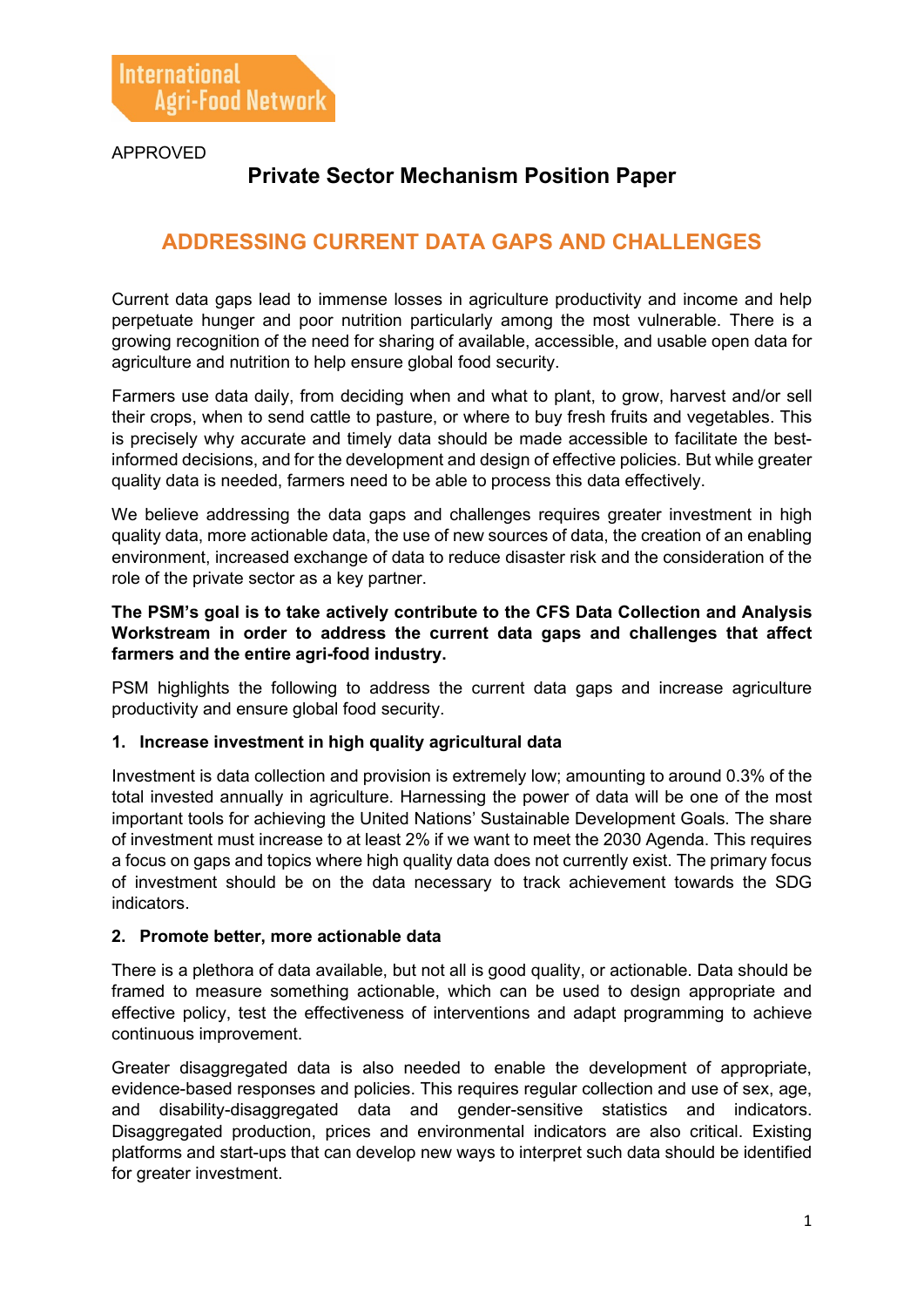International Agri-Food Network

APPROVED

## Private Sector Mechanism Position Paper

# ADDRESSING CURRENT DATA GAPS AND CHALLENGES

Current data gaps lead to immense losses in agriculture productivity and income and help perpetuate hunger and poor nutrition particularly among the most vulnerable. There is a growing recognition of the need for sharing of available, accessible, and usable open data for agriculture and nutrition to help ensure global food security.

Farmers use data daily, from deciding when and what to plant, to grow, harvest and/or sell their crops, when to send cattle to pasture, or where to buy fresh fruits and vegetables. This is precisely why accurate and timely data should be made accessible to facilitate the best-informed decisions, and for the development and design of effective policies. But while greater quality data is needed, farmers need to be able to process this data effectively.

We believe addressing the data gaps and challenges requires greater investment in high quality data, more actionable data, the use of new sources of data, the creation of an enabling environment, increased exchange of data to reduce disaster risk and the consideration of the role of the private sector as a key partner.

**The PSM's goal is to take actively contribute to the CFS Data Collection and Analysis Workstream in order to address the current data gaps and challenges that affect farmers and the entire agri-food industry.**

PSM highlights the following to address the current data gaps and increase agriculture productivity and ensure global food security.

**1. Increase investment in high quality agricultural data**

Investment is data collection and provision is extremely low; amounting to around 0.3% of the total invested annually in agriculture. Harnessing the power of data will be one of the most important tools for achieving the United Nations' Sustainable Development Goals. The share of investment must increase to at least 2% if we want to meet the 2030 Agenda. This requires a focus on gaps and topics where high quality data does not currently exist. The primary focus of investment should be on the data necessary to track achievement towards the SDG indicators.

**2. Promote better, more actionable data**

There is a plethora of data available, but not all is good quality, or actionable. Data should be framed to measure something actionable, which can be used to design appropriate and effective policy, test the effectiveness of interventions and adapt programming to achieve continuous improvement.

Greater disaggregated data is also needed to enable the development of appropriate, evidence-based responses and policies. This requires regular collection and use of sex, age, and disability-disaggregated data and gender-sensitive statistics and indicators. Disaggregated production, prices and environmental indicators are also critical. Existing platforms and start-ups that can develop new ways to interpret such data should be identified for greater investment.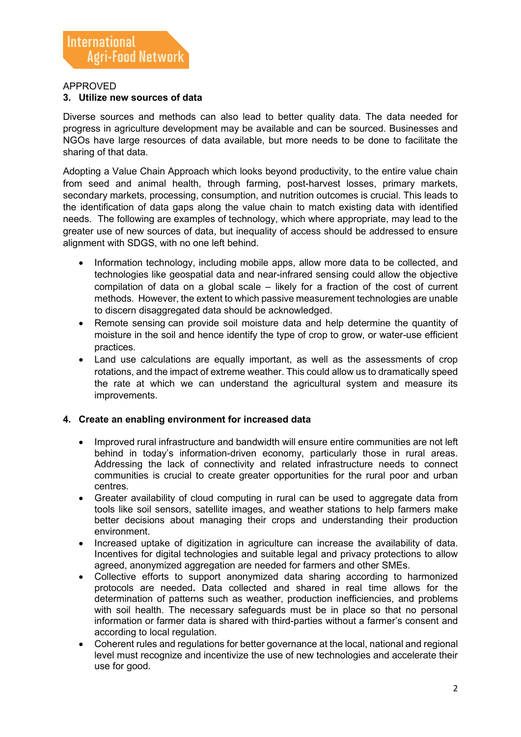APPROVED

## 3. Utilize new sources of data

Diverse sources and methods can also lead to better quality data. The data needed for progress in agriculture development may be available and can be sourced. Businesses and NGOs have large resources of data available, but more needs to be done to facilitate the sharing of that data.

Adopting a Value Chain Approach which looks beyond productivity, to the entire value chain from seed and animal health, through farming, post-harvest losses, primary markets, secondary markets, processing, consumption, and nutrition outcomes is crucial. This leads to the identification of data gaps along the value chain to match existing data with identified needs. The following are examples of technology, which where appropriate, may lead to the greater use of new sources of data, but inequality of access should be addressed to ensure alignment with SDGS, with no one left behind.

- Information technology, including mobile apps, allow more data to be collected, and technologies like geospatial data and near-infrared sensing could allow the objective compilation of data on a global scale – likely for a fraction of the cost of current methods. However, the extent to which passive measurement technologies are unable to discern disaggregated data should be acknowledged.
- Remote sensing can provide soil moisture data and help determine the quantity of moisture in the soil and hence identify the type of crop to grow, or water-use efficient practices.
- Land use calculations are equally important, as well as the assessments of crop rotations, and the impact of extreme weather. This could allow us to dramatically speed the rate at which we can understand the agricultural system and measure its improvements.

## 4. Create an enabling environment for increased data

- Improved rural infrastructure and bandwidth will ensure entire communities are not left behind in today's information-driven economy, particularly those in rural areas. Addressing the lack of connectivity and related infrastructure needs to connect communities is crucial to create greater opportunities for the rural poor and urban centres.
- Greater availability of cloud computing in rural can be used to aggregate data from tools like soil sensors, satellite images, and weather stations to help farmers make better decisions about managing their crops and understanding their production environment.
- Increased uptake of digitization in agriculture can increase the availability of data. Incentives for digital technologies and suitable legal and privacy protections to allow agreed, anonymized aggregation are needed for farmers and other SMEs.
- Collective efforts to support anonymized data sharing according to harmonized protocols are needed. Data collected and shared in real time allows for the determination of patterns such as weather, production inefficiencies, and problems with soil health. The necessary safeguards must be in place so that no personal information or farmer data is shared with third-parties without a farmer's consent and according to local regulation.
- Coherent rules and regulations for better governance at the local, national and regional level must recognize and incentivize the use of new technologies and accelerate their use for good.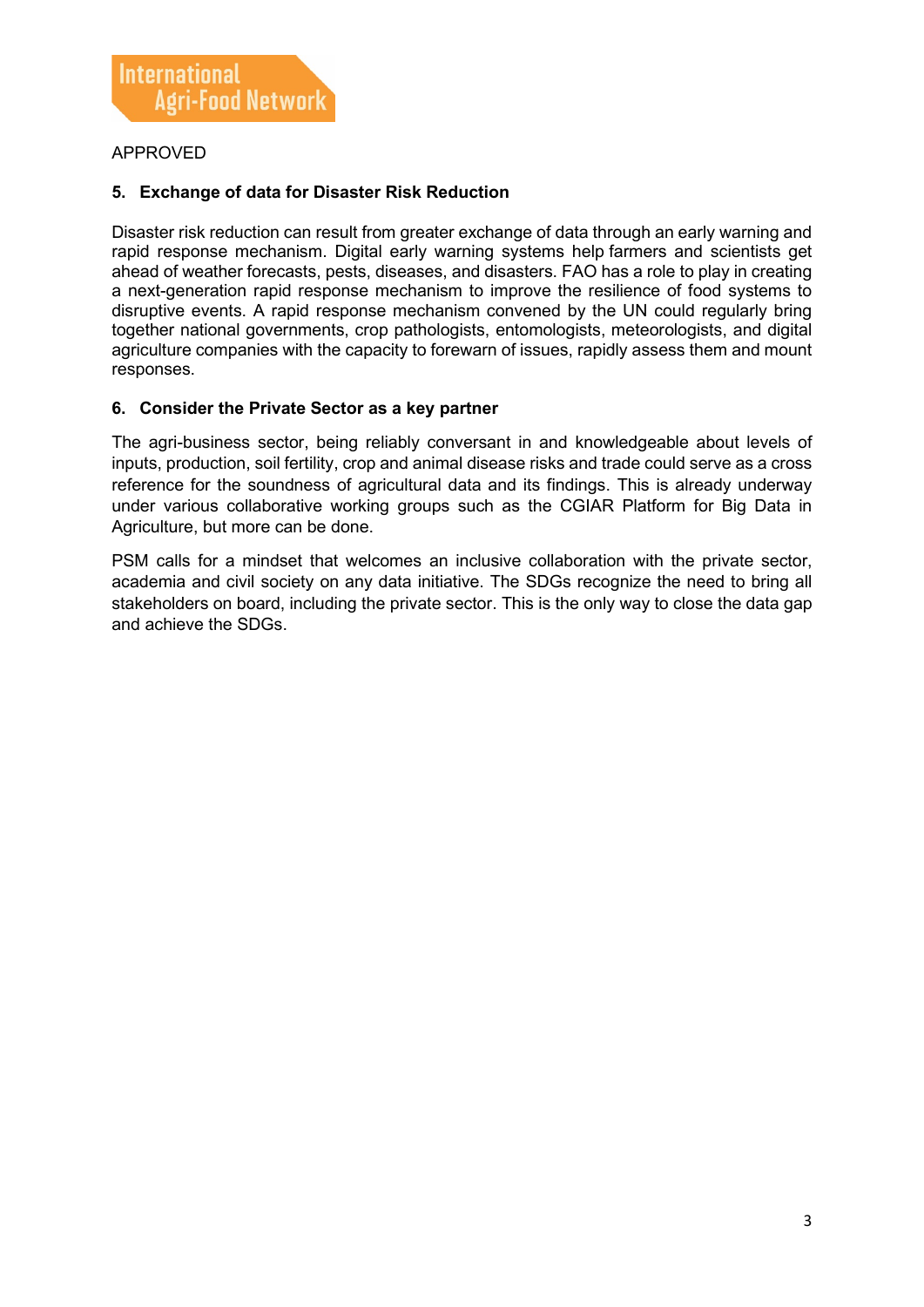APPROVED

**5. Exchange of data for Disaster Risk Reduction**

Disaster risk reduction can result from greater exchange of data through an early warning and rapid response mechanism. Digital early warning systems help farmers and scientists get ahead of weather forecasts, pests, diseases, and disasters. FAO has a role to play in creating a next-generation rapid response mechanism to improve the resilience of food systems to disruptive events. A rapid response mechanism convened by the UN could regularly bring together national governments, crop pathologists, entomologists, meteorologists, and digital agriculture companies with the capacity to forewarn of issues, rapidly assess them and mount responses.

**6. Consider the Private Sector as a key partner**

The agri-business sector, being reliably conversant in and knowledgeable about levels of inputs, production, soil fertility, crop and animal disease risks and trade could serve as a cross reference for the soundness of agricultural data and its findings. This is already underway under various collaborative working groups such as the CGIAR Platform for Big Data in Agriculture, but more can be done.

PSM calls for a mindset that welcomes an inclusive collaboration with the private sector, academia and civil society on any data initiative. The SDGs recognize the need to bring all stakeholders on board, including the private sector. This is the only way to close the data gap and achieve the SDGs.